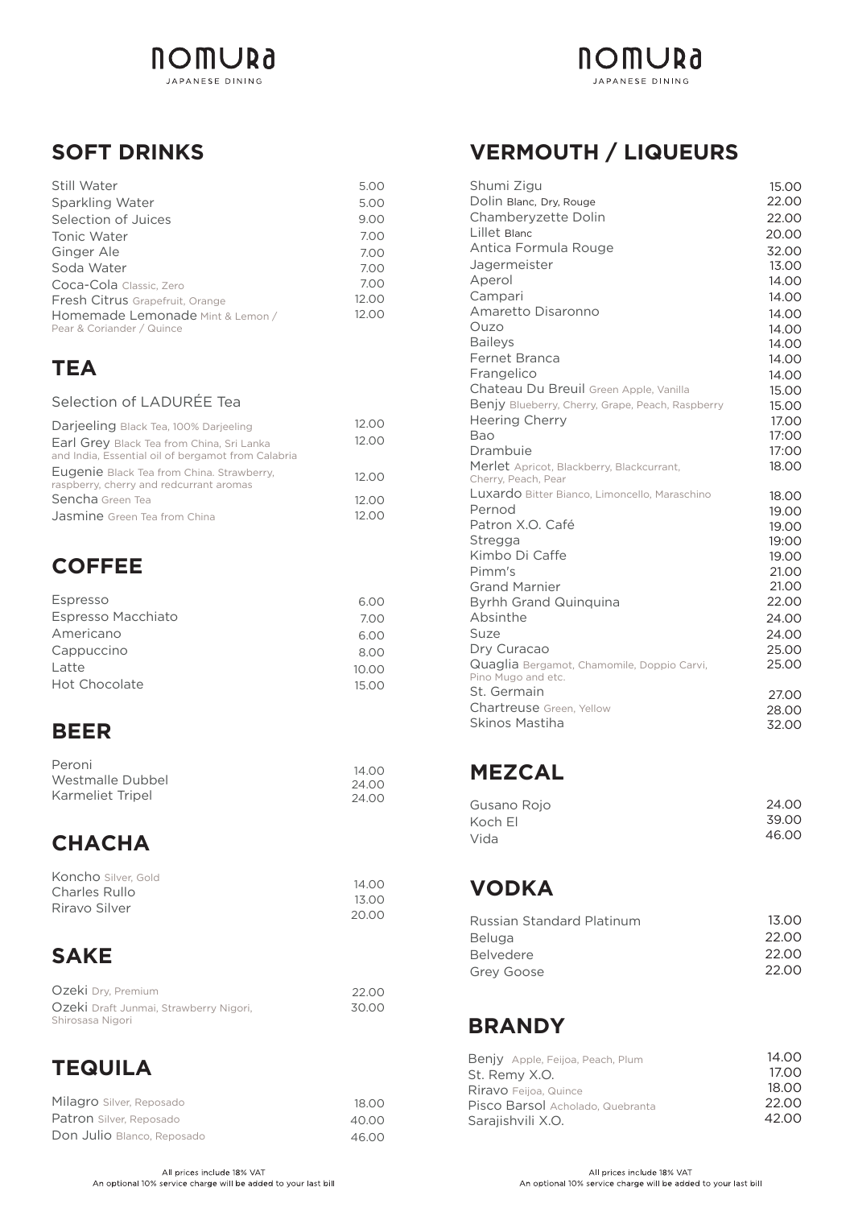# NOMURA
JAPANESE DINING

## SOFT DRINKS

| Item | Price |
|---|---|
| Still Water | 5.00 |
| Sparkling Water | 5.00 |
| Selection of Juices | 9.00 |
| Tonic Water | 7.00 |
| Ginger Ale | 7.00 |
| Soda Water | 7.00 |
| Coca-Cola Classic, Zero | 7.00 |
| Fresh Citrus Grapefruit, Orange | 12.00 |
| Homemade Lemonade Mint & Lemon / Pear & Coriander / Quince | 12.00 |

## TEA

Selection of LADURÉE Tea

| Item | Price |
|---|---|
| Darjeeling Black Tea, 100% Darjeeling | 12.00 |
| Earl Grey Black Tea from China, Sri Lanka and India, Essential oil of bergamot from Calabria | 12.00 |
| Eugenie Black Tea from China. Strawberry, raspberry, cherry and redcurrant aromas | 12.00 |
| Sencha Green Tea | 12.00 |
| Jasmine Green Tea from China | 12.00 |

## COFFEE

| Item | Price |
|---|---|
| Espresso | 6.00 |
| Espresso Macchiato | 7.00 |
| Americano | 6.00 |
| Cappuccino | 8.00 |
| Latte | 10.00 |
| Hot Chocolate | 15.00 |

## BEER

| Item | Price |
|---|---|
| Peroni | 14.00 |
| Westmalle Dubbel | 24.00 |
| Karmeliet Tripel | 24.00 |

## CHACHA

| Item | Price |
|---|---|
| Koncho Silver, Gold | 14.00 |
| Charles Rullo | 13.00 |
| Riravo Silver | 20.00 |

## SAKE

| Item | Price |
|---|---|
| Ozeki Dry, Premium | 22.00 |
| Ozeki Draft Junmai, Strawberry Nigori, Shirosasa Nigori | 30.00 |

## TEQUILA

| Item | Price |
|---|---|
| Milagro Silver, Reposado | 18.00 |
| Patron Silver, Reposado | 40.00 |
| Don Julio Blanco, Reposado | 46.00 |

All prices include 18% VAT
An optional 10% service charge will be added to your last bill

## VERMOUTH / LIQUEURS

| Item | Price |
|---|---|
| Shumi Zigu | 15.00 |
| Dolin Blanc, Dry, Rouge | 22.00 |
| Chamberyzette Dolin | 22.00 |
| Lillet Blanc | 20.00 |
| Antica Formula Rouge | 32.00 |
| Jagermeister | 13.00 |
| Aperol | 14.00 |
| Campari | 14.00 |
| Amaretto Disaronno | 14.00 |
| Ouzo | 14.00 |
| Baileys | 14.00 |
| Fernet Branca | 14.00 |
| Frangelico | 14.00 |
| Chateau Du Breuil Green Apple, Vanilla | 15.00 |
| Benjy Blueberry, Cherry, Grape, Peach, Raspberry | 15.00 |
| Heering Cherry | 17.00 |
| Bao | 17:00 |
| Drambuie | 17:00 |
| Merlet Apricot, Blackberry, Blackcurrant, Cherry, Peach, Pear | 18.00 |
| Luxardo Bitter Bianco, Limoncello, Maraschino | 18.00 |
| Pernod | 19.00 |
| Patron X.O. Café | 19.00 |
| Stregga | 19:00 |
| Kimbo Di Caffe | 19.00 |
| Pimm's | 21.00 |
| Grand Marnier | 21.00 |
| Byrhh Grand Quinquina | 22.00 |
| Absinthe | 24.00 |
| Suze | 24.00 |
| Dry Curacao | 25.00 |
| Quaglia Bergamot, Chamomile, Doppio Carvi, Pino Mugo and etc. | 25.00 |
| St. Germain | 27.00 |
| Chartreuse Green, Yellow | 28.00 |
| Skinos Mastiha | 32.00 |

## MEZCAL

| Item | Price |
|---|---|
| Gusano Rojo | 24.00 |
| Koch El | 39.00 |
| Vida | 46.00 |

## VODKA

| Item | Price |
|---|---|
| Russian Standard Platinum | 13.00 |
| Beluga | 22.00 |
| Belvedere | 22.00 |
| Grey Goose | 22.00 |

## BRANDY

| Item | Price |
|---|---|
| Benjy Apple, Feijoa, Peach, Plum | 14.00 |
| St. Remy X.O. | 17.00 |
| Riravo Feijoa, Quince | 18.00 |
| Pisco Barsol Acholado, Quebranta | 22.00 |
| Sarajishvili X.O. | 42.00 |

All prices include 18% VAT
An optional 10% service charge will be added to your last bill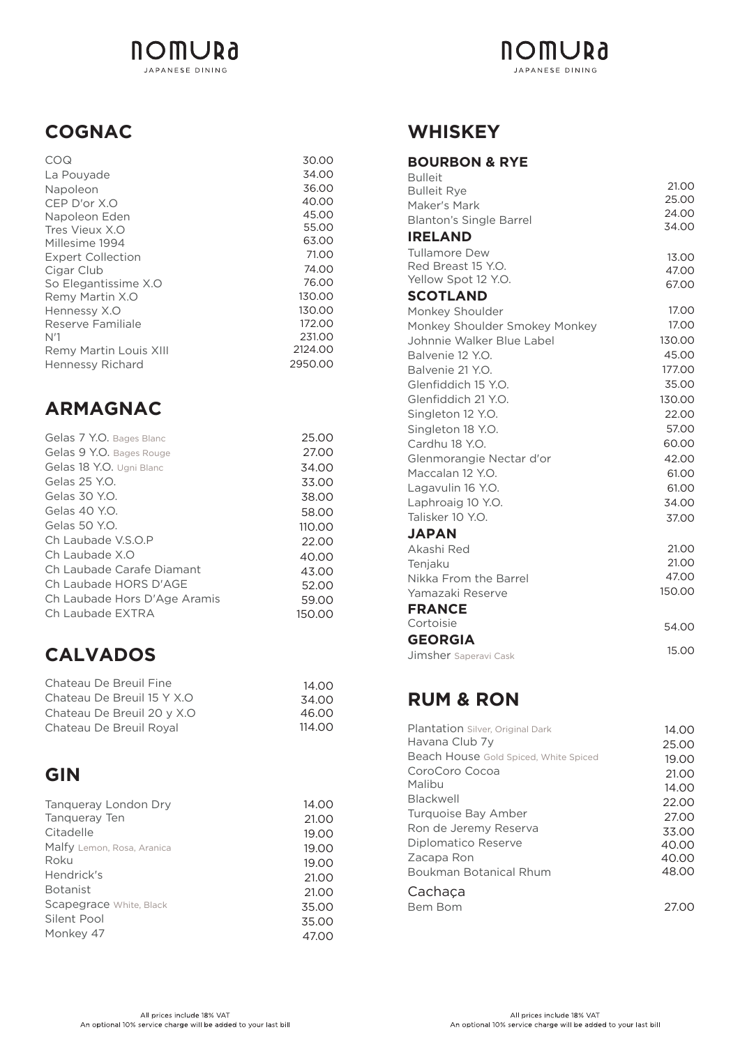NOMURA
JAPANESE DINING

## COGNAC

| | |
|---|---|
| COQ | 30.00 |
| La Pouyade | 34.00 |
| Napoleon | 36.00 |
| CEP D'or X.O | 40.00 |
| Napoleon Eden | 45.00 |
| Tres Vieux X.O | 55.00 |
| Millesime 1994 | 63.00 |
| Expert Collection | 71.00 |
| Cigar Club | 74.00 |
| So Elegantissime X.O | 76.00 |
| Remy Martin X.O | 130.00 |
| Hennessy X.O | 130.00 |
| Reserve Familiale | 172.00 |
| N'1 | 231.00 |
| Remy Martin Louis XIII | 2124.00 |
| Hennessy Richard | 2950.00 |

## ARMAGNAC

| | |
|---|---|
| Gelas 7 Y.O. Bages Blanc | 25.00 |
| Gelas 9 Y.O. Bages Rouge | 27.00 |
| Gelas 18 Y.O. Ugni Blanc | 34.00 |
| Gelas 25 Y.O. | 33.00 |
| Gelas 30 Y.O. | 38.00 |
| Gelas 40 Y.O. | 58.00 |
| Gelas 50 Y.O. | 110.00 |
| Ch Laubade V.S.O.P | 22.00 |
| Ch Laubade X.O | 40.00 |
| Ch Laubade Carafe Diamant | 43.00 |
| Ch Laubade HORS D'AGE | 52.00 |
| Ch Laubade Hors D'Age Aramis | 59.00 |
| Ch Laubade EXTRA | 150.00 |

## CALVADOS

| | |
|---|---|
| Chateau De Breuil Fine | 14.00 |
| Chateau De Breuil 15 Y X.O | 34.00 |
| Chateau De Breuil 20 y X.O | 46.00 |
| Chateau De Breuil Royal | 114.00 |

## GIN

| | |
|---|---|
| Tanqueray London Dry | 14.00 |
| Tanqueray Ten | 21.00 |
| Citadelle | 19.00 |
| Malfy Lemon, Rosa, Aranica | 19.00 |
| Roku | 19.00 |
| Hendrick's | 21.00 |
| Botanist | 21.00 |
| Scapegrace White, Black | 35.00 |
| Silent Pool | 35.00 |
| Monkey 47 | 47.00 |

## WHISKEY

### BOURBON & RYE

| | |
|---|---|
| Bulleit | 21.00 |
| Bulleit Rye | 25.00 |
| Maker's Mark | 24.00 |
| Blanton's Single Barrel | 34.00 |

### IRELAND

| | |
|---|---|
| Tullamore Dew | 13.00 |
| Red Breast 15 Y.O. | 47.00 |
| Yellow Spot 12 Y.O. | 67.00 |

### SCOTLAND

| | |
|---|---|
| Monkey Shoulder | 17.00 |
| Monkey Shoulder Smokey Monkey | 17.00 |
| Johnnie Walker Blue Label | 130.00 |
| Balvenie 12 Y.O. | 45.00 |
| Balvenie 21 Y.O. | 177.00 |
| Glenfiddich 15 Y.O. | 35.00 |
| Glenfiddich 21 Y.O. | 130.00 |
| Singleton 12 Y.O. | 22.00 |
| Singleton 18 Y.O. | 57.00 |
| Cardhu 18 Y.O. | 60.00 |
| Glenmorangie Nectar d'or | 42.00 |
| Maccalan 12 Y.O. | 61.00 |
| Lagavulin 16 Y.O. | 61.00 |
| Laphroaig 10 Y.O. | 34.00 |
| Talisker 10 Y.O. | 37.00 |

### JAPAN

| | |
|---|---|
| Akashi Red | 21.00 |
| Tenjaku | 21.00 |
| Nikka From the Barrel | 47.00 |
| Yamazaki Reserve | 150.00 |

### FRANCE

| | |
|---|---|
| Cortoisie | 54.00 |

### GEORGIA

| | |
|---|---|
| Jimsher Saperavi Cask | 15.00 |

## RUM & RON

| | |
|---|---|
| Plantation Silver, Original Dark | 14.00 |
| Havana Club 7y | 25.00 |
| Beach House Gold Spiced, White Spiced | 19.00 |
| CoroCoro Cocoa | 21.00 |
| Malibu | 14.00 |
| Blackwell | 22.00 |
| Turquoise Bay Amber | 27.00 |
| Ron de Jeremy Reserva | 33.00 |
| Diplomatico Reserve | 40.00 |
| Zacapa Ron | 40.00 |
| Boukman Botanical Rhum | 48.00 |

### Cachaça

| | |
|---|---|
| Bem Bom | 27.00 |

All prices include 18% VAT
An optional 10% service charge will be added to your last bill